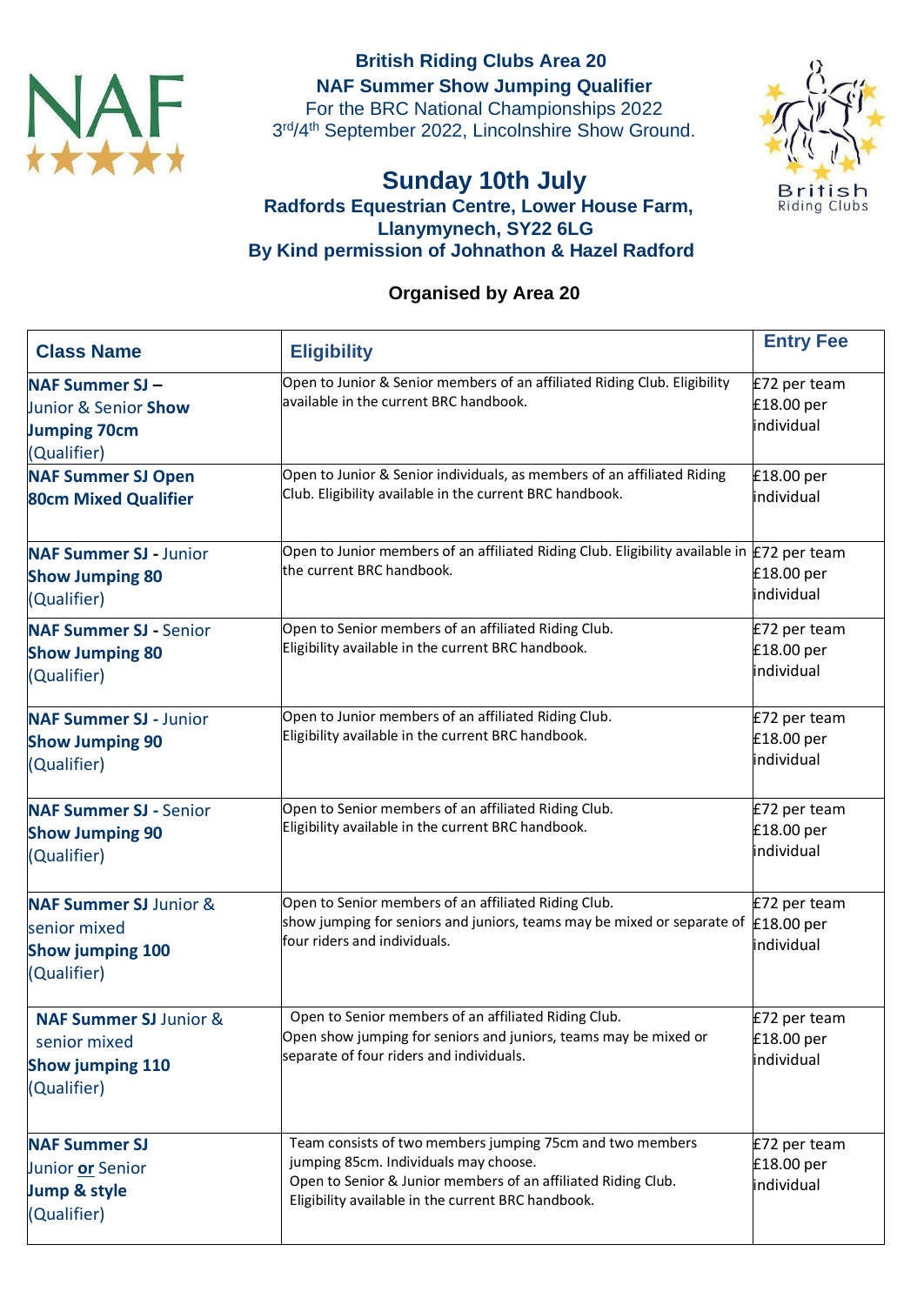**British Riding Clubs Area 20**
**NAF Summer Show Jumping Qualifier**
For the BRC National Championships 2022
3rd/4th September 2022, Lincolnshire Show Ground.

## Sunday 10th July

**Radfords Equestrian Centre, Lower House Farm, Llanymynech, SY22 6LG**
**By Kind permission of Johnathon & Hazel Radford**

**Organised by Area 20**

| Class Name | Eligibility | Entry Fee |
|---|---|---|
| **NAF Summer SJ –** Junior & Senior **Show Jumping 70cm** (Qualifier) | Open to Junior & Senior members of an affiliated Riding Club. Eligibility available in the current BRC handbook. | £72 per team £18.00 per individual |
| **NAF Summer SJ Open 80cm Mixed Qualifier** | Open to Junior & Senior individuals, as members of an affiliated Riding Club. Eligibility available in the current BRC handbook. | £18.00 per individual |
| **NAF Summer SJ -** Junior **Show Jumping 80** (Qualifier) | Open to Junior members of an affiliated Riding Club. Eligibility available in the current BRC handbook. | £72 per team £18.00 per individual |
| **NAF Summer SJ -** Senior **Show Jumping 80** (Qualifier) | Open to Senior members of an affiliated Riding Club. Eligibility available in the current BRC handbook. | £72 per team £18.00 per individual |
| **NAF Summer SJ -** Junior **Show Jumping 90** (Qualifier) | Open to Junior members of an affiliated Riding Club. Eligibility available in the current BRC handbook. | £72 per team £18.00 per individual |
| **NAF Summer SJ -** Senior **Show Jumping 90** (Qualifier) | Open to Senior members of an affiliated Riding Club. Eligibility available in the current BRC handbook. | £72 per team £18.00 per individual |
| **NAF Summer SJ** Junior & senior mixed **Show jumping 100** (Qualifier) | Open to Senior members of an affiliated Riding Club. show jumping for seniors and juniors, teams may be mixed or separate of four riders and individuals. | £72 per team £18.00 per individual |
| **NAF Summer SJ** Junior & senior mixed **Show jumping 110** (Qualifier) | Open to Senior members of an affiliated Riding Club. Open show jumping for seniors and juniors, teams may be mixed or separate of four riders and individuals. | £72 per team £18.00 per individual |
| **NAF Summer SJ** Junior **or** Senior **Jump & style** (Qualifier) | Team consists of two members jumping 75cm and two members jumping 85cm. Individuals may choose. Open to Senior & Junior members of an affiliated Riding Club. Eligibility available in the current BRC handbook. | £72 per team £18.00 per individual |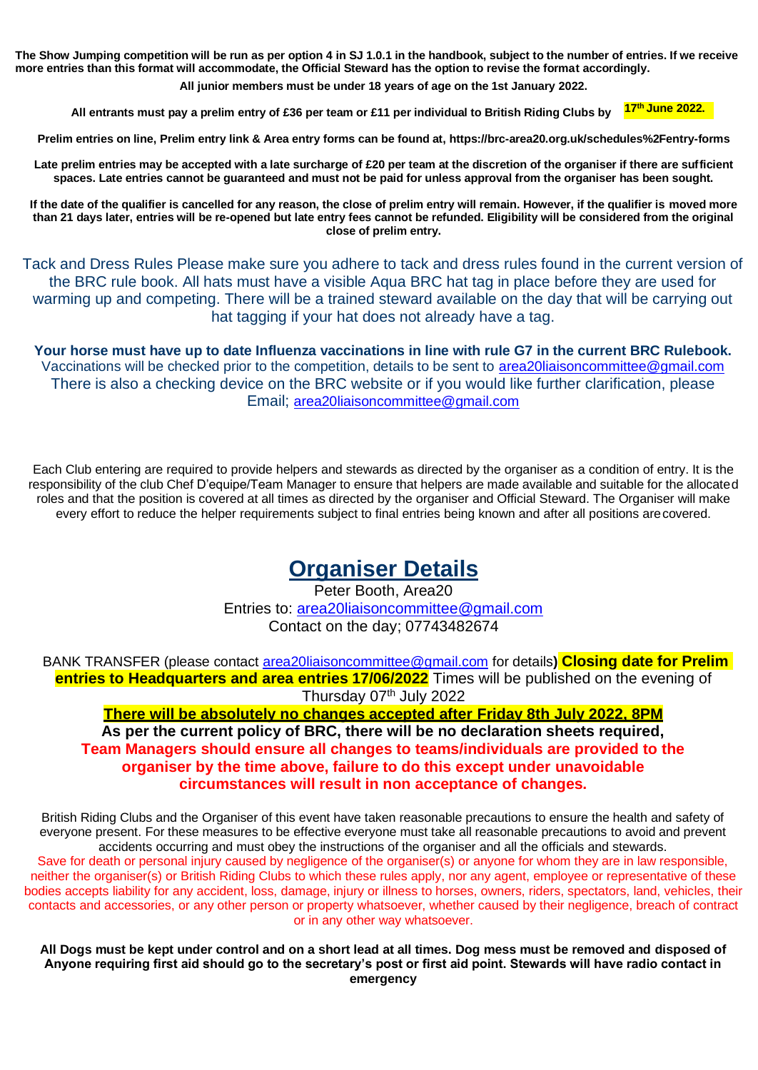**The Show Jumping competition will be run as per option 4 in SJ 1.0.1 in the handbook, subject to the number of entries. If we receive more entries than this format will accommodate, the Official Steward has the option to revise the format accordingly.**

**All junior members must be under 18 years of age on the 1st January 2022.**

**All entrants must pay a prelim entry of £36 per team or £11 per individual to British Riding Clubs by 17th June 2022.**

**Prelim entries on line, Prelim entry link & Area entry forms can be found at, https://brc-area20.org.uk/schedules%2Fentry-forms**

**Late prelim entries may be accepted with a late surcharge of £20 per team at the discretion of the organiser if there are sufficient spaces. Late entries cannot be guaranteed and must not be paid for unless approval from the organiser has been sought.**

**If the date of the qualifier is cancelled for any reason, the close of prelim entry will remain. However, if the qualifier is moved more than 21 days later, entries will be re-opened but late entry fees cannot be refunded. Eligibility will be considered from the original close of prelim entry.**

Tack and Dress Rules Please make sure you adhere to tack and dress rules found in the current version of the BRC rule book. All hats must have a visible Aqua BRC hat tag in place before they are used for warming up and competing. There will be a trained steward available on the day that will be carrying out hat tagging if your hat does not already have a tag.

**Your horse must have up to date Influenza vaccinations in line with rule G7 in the current BRC Rulebook.**
Vaccinations will be checked prior to the competition, details to be sent to area20liaisoncommittee@gmail.com
There is also a checking device on the BRC website or if you would like further clarification, please Email; area20liaisoncommittee@gmail.com

Each Club entering are required to provide helpers and stewards as directed by the organiser as a condition of entry. It is the responsibility of the club Chef D'equipe/Team Manager to ensure that helpers are made available and suitable for the allocated roles and that the position is covered at all times as directed by the organiser and Official Steward. The Organiser will make every effort to reduce the helper requirements subject to final entries being known and after all positions are covered.

# Organiser Details

Peter Booth, Area20
Entries to: area20liaisoncommittee@gmail.com
Contact on the day; 07743482674

BANK TRANSFER (please contact area20liaisoncommittee@gmail.com for details) **Closing date for Prelim entries to Headquarters and area entries 17/06/2022** Times will be published on the evening of Thursday 07th July 2022

**There will be absolutely no changes accepted after Friday 8th July 2022, 8PM**

**As per the current policy of BRC, there will be no declaration sheets required,**

**Team Managers should ensure all changes to teams/individuals are provided to the organiser by the time above, failure to do this except under unavoidable circumstances will result in non acceptance of changes.**

British Riding Clubs and the Organiser of this event have taken reasonable precautions to ensure the health and safety of everyone present. For these measures to be effective everyone must take all reasonable precautions to avoid and prevent accidents occurring and must obey the instructions of the organiser and all the officials and stewards.
Save for death or personal injury caused by negligence of the organiser(s) or anyone for whom they are in law responsible, neither the organiser(s) or British Riding Clubs to which these rules apply, nor any agent, employee or representative of these bodies accepts liability for any accident, loss, damage, injury or illness to horses, owners, riders, spectators, land, vehicles, their contacts and accessories, or any other person or property whatsoever, whether caused by their negligence, breach of contract or in any other way whatsoever.

**All Dogs must be kept under control and on a short lead at all times. Dog mess must be removed and disposed of Anyone requiring first aid should go to the secretary's post or first aid point. Stewards will have radio contact in emergency**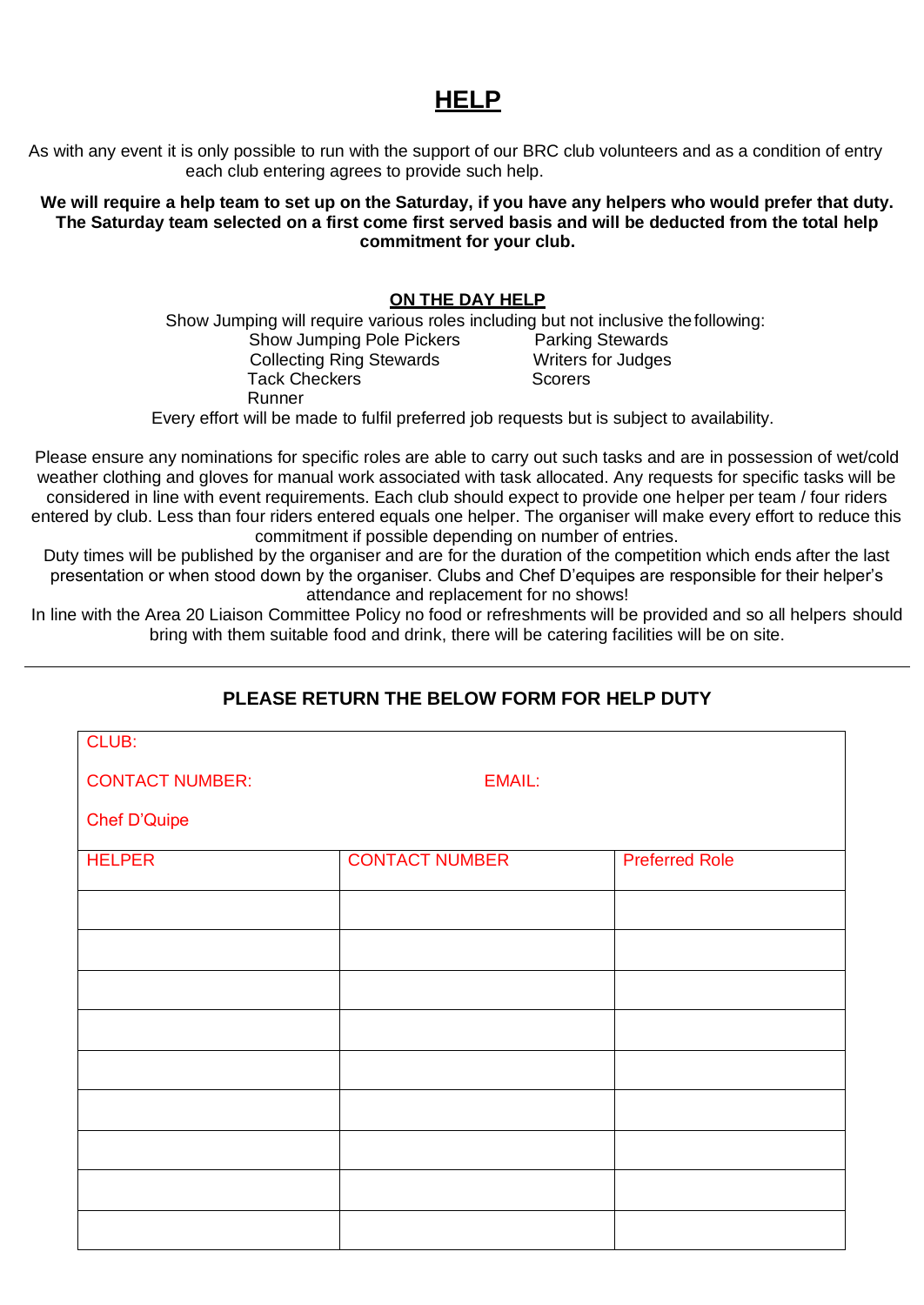# HELP

As with any event it is only possible to run with the support of our BRC club volunteers and as a condition of entry each club entering agrees to provide such help.

**We will require a help team to set up on the Saturday, if you have any helpers who would prefer that duty. The Saturday team selected on a first come first served basis and will be deducted from the total help commitment for your club.**

## ON THE DAY HELP

Show Jumping will require various roles including but not inclusive the following:

- Show Jumping Pole Pickers
- Collecting Ring Stewards
- Tack Checkers
- Runner
- Parking Stewards
- Writers for Judges
- Scorers

Every effort will be made to fulfil preferred job requests but is subject to availability.

Please ensure any nominations for specific roles are able to carry out such tasks and are in possession of wet/cold weather clothing and gloves for manual work associated with task allocated. Any requests for specific tasks will be considered in line with event requirements. Each club should expect to provide one helper per team / four riders entered by club. Less than four riders entered equals one helper. The organiser will make every effort to reduce this commitment if possible depending on number of entries.

Duty times will be published by the organiser and are for the duration of the competition which ends after the last presentation or when stood down by the organiser. Clubs and Chef D'equipes are responsible for their helper's attendance and replacement for no shows!

In line with the Area 20 Liaison Committee Policy no food or refreshments will be provided and so all helpers should bring with them suitable food and drink, there will be catering facilities will be on site.

---

### PLEASE RETURN THE BELOW FORM FOR HELP DUTY

CLUB:

CONTACT NUMBER: EMAIL:

Chef D'Quipe

| HELPER | CONTACT NUMBER | Preferred Role |
|---|---|---|
| | | |
| | | |
| | | |
| | | |
| | | |
| | | |
| | | |
| | | |
| | | |